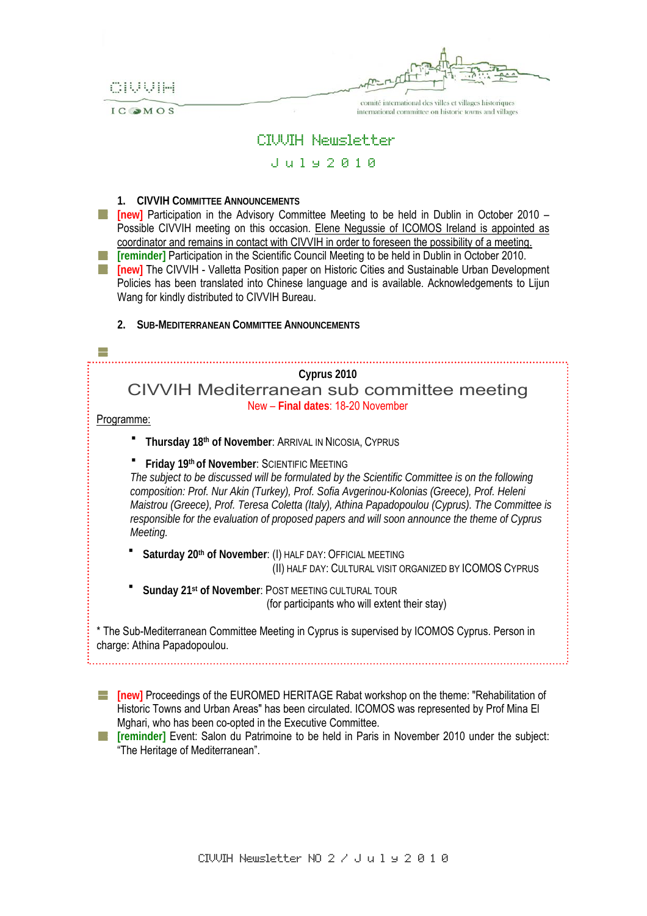CIVVIH

ICOMOS

comité international des villes et villages historiques
international committee on historic towns and villages

# CIVVIH Newsletter

## July 2010

### 1. CIVVIH Committee Announcements

- **[new]** Participation in the Advisory Committee Meeting to be held in Dublin in October 2010 – Possible CIVVIH meeting on this occasion. <u>Elene Negussie of ICOMOS Ireland is appointed as coordinator and remains in contact with CIVVIH in order to foreseen the possibility of a meeting.</u>
- **[reminder]** Participation in the Scientific Council Meeting to be held in Dublin in October 2010.
- **[new]** The CIVVIH - Valletta Position paper on Historic Cities and Sustainable Urban Development Policies has been translated into Chinese language and is available. Acknowledgements to Lijun Wang for kindly distributed to CIVVIH Bureau.

### 2. Sub-Mediterranean Committee Announcements

**Cyprus 2010**

**CIVVIH Mediterranean sub committee meeting**

New – **Final dates**: 18-20 November

<u>Programme:</u>

- **Thursday 18th of November**: Arrival in Nicosia, Cyprus
- **Friday 19th of November**: Scientific Meeting
  *The subject to be discussed will be formulated by the Scientific Committee is on the following composition: Prof. Nur Akin (Turkey), Prof. Sofia Avgerinou-Kolonias (Greece), Prof. Heleni Maistrou (Greece), Prof. Teresa Coletta (Italy), Athina Papadopoulou (Cyprus). The Committee is responsible for the evaluation of proposed papers and will soon announce the theme of Cyprus Meeting.*
- **Saturday 20th of November**: (I) Half day: Official meeting
  (II) Half day: Cultural visit organized by ICOMOS Cyprus
- **Sunday 21st of November**: Post meeting cultural tour
  (for participants who will extent their stay)

* The Sub-Mediterranean Committee Meeting in Cyprus is supervised by ICOMOS Cyprus. Person in charge: Athina Papadopoulou.

- **[new]** Proceedings of the EUROMED HERITAGE Rabat workshop on the theme: "Rehabilitation of Historic Towns and Urban Areas" has been circulated. ICOMOS was represented by Prof Mina El Mghari, who has been co-opted in the Executive Committee.
- **[reminder]** Event: Salon du Patrimoine to be held in Paris in November 2010 under the subject: "The Heritage of Mediterranean".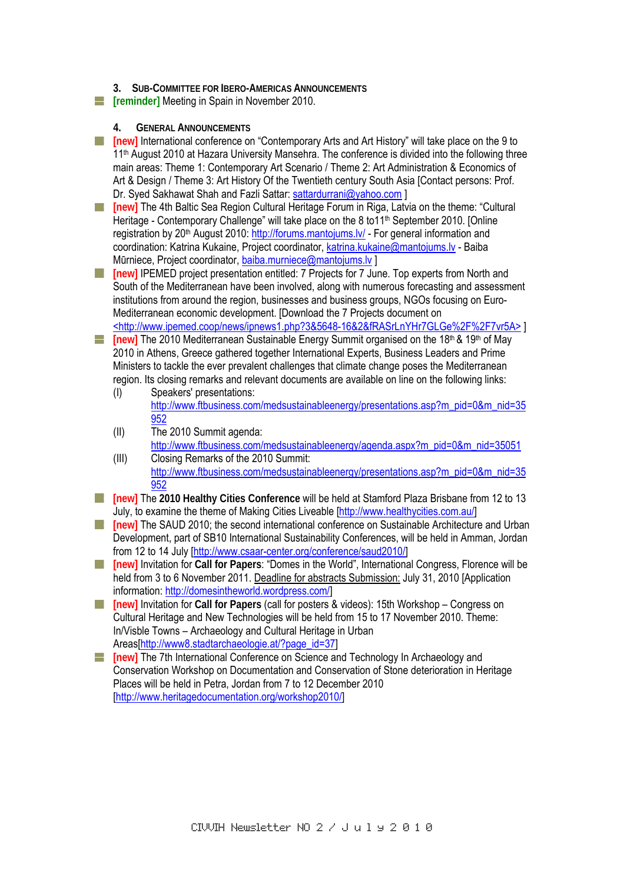### 3. SUB-COMMITTEE FOR IBERO-AMERICAS ANNOUNCEMENTS

- **[reminder]** Meeting in Spain in November 2010.

### 4. GENERAL ANNOUNCEMENTS

- **[new]** International conference on "Contemporary Arts and Art History" will take place on the 9 to 11th August 2010 at Hazara University Mansehra. The conference is divided into the following three main areas: Theme 1: Contemporary Art Scenario / Theme 2: Art Administration & Economics of Art & Design / Theme 3: Art History Of the Twentieth century South Asia [Contact persons: Prof. Dr. Syed Sakhawat Shah and Fazli Sattar: sattardurrani@yahoo.com ]
- **[new]** The 4th Baltic Sea Region Cultural Heritage Forum in Riga, Latvia on the theme: "Cultural Heritage - Contemporary Challenge" will take place on the 8 to11th September 2010. [Online registration by 20th August 2010: http://forums.mantojums.lv/ - For general information and coordination: Katrina Kukaine, Project coordinator, katrina.kukaine@mantojums.lv - Baiba Mūrniece, Project coordinator, baiba.murniece@mantojums.lv ]
- **[new]** IPEMED project presentation entitled: 7 Projects for 7 June. Top experts from North and South of the Mediterranean have been involved, along with numerous forecasting and assessment institutions from around the region, businesses and business groups, NGOs focusing on Euro-Mediterranean economic development. [Download the 7 Projects document on <http://www.ipemed.coop/news/ipnews1.php?3&5648-16&2&fRASrLnYHr7GLGe%2F%2F7vr5A> ]
- **[new]** The 2010 Mediterranean Sustainable Energy Summit organised on the 18th & 19th of May 2010 in Athens, Greece gathered together International Experts, Business Leaders and Prime Ministers to tackle the ever prevalent challenges that climate change poses the Mediterranean region. Its closing remarks and relevant documents are available on line on the following links:
  - (I) Speakers' presentations: http://www.ftbusiness.com/medsustainableenergy/presentations.asp?m_pid=0&m_nid=35952
  - (II) The 2010 Summit agenda: http://www.ftbusiness.com/medsustainableenergy/agenda.aspx?m_pid=0&m_nid=35051
  - (III) Closing Remarks of the 2010 Summit: http://www.ftbusiness.com/medsustainableenergy/presentations.asp?m_pid=0&m_nid=35952
- **[new]** The **2010 Healthy Cities Conference** will be held at Stamford Plaza Brisbane from 12 to 13 July, to examine the theme of Making Cities Liveable [http://www.healthycities.com.au/]
- **[new]** The SAUD 2010; the second international conference on Sustainable Architecture and Urban Development, part of SB10 International Sustainability Conferences, will be held in Amman, Jordan from 12 to 14 July [http://www.csaar-center.org/conference/saud2010/]
- **[new]** Invitation for **Call for Papers**: "Domes in the World", International Congress, Florence will be held from 3 to 6 November 2011. Deadline for abstracts Submission: July 31, 2010 [Application information: http://domesintheworld.wordpress.com/]
- **[new]** Invitation for **Call for Papers** (call for posters & videos): 15th Workshop – Congress on Cultural Heritage and New Technologies will be held from 15 to 17 November 2010. Theme: In/Visble Towns – Archaeology and Cultural Heritage in Urban Areas[http://www8.stadtarchaeologie.at/?page_id=37]
- **[new]** The 7th International Conference on Science and Technology In Archaeology and Conservation Workshop on Documentation and Conservation of Stone deterioration in Heritage Places will be held in Petra, Jordan from 7 to 12 December 2010 [http://www.heritagedocumentation.org/workshop2010/]